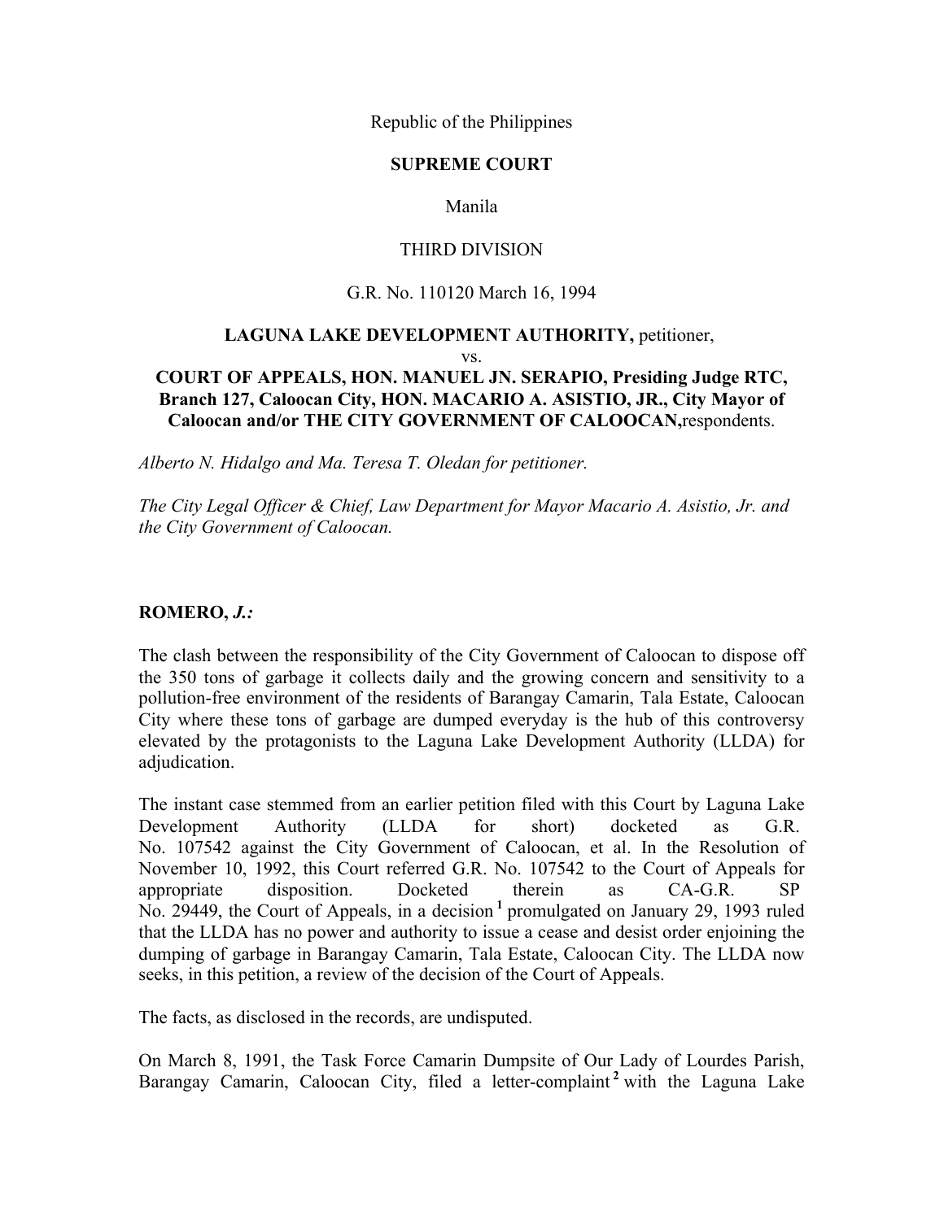Republic of the Philippines

**SUPREME COURT**

Manila

THIRD DIVISION

G.R. No. 110120 March 16, 1994

**LAGUNA LAKE DEVELOPMENT AUTHORITY,** petitioner,
vs.
**COURT OF APPEALS, HON. MANUEL JN. SERAPIO, Presiding Judge RTC, Branch 127, Caloocan City, HON. MACARIO A. ASISTIO, JR., City Mayor of Caloocan and/or THE CITY GOVERNMENT OF CALOOCAN,** respondents.

*Alberto N. Hidalgo and Ma. Teresa T. Oledan for petitioner.*

*The City Legal Officer & Chief, Law Department for Mayor Macario A. Asistio, Jr. and the City Government of Caloocan.*

**ROMERO, *J.:***

The clash between the responsibility of the City Government of Caloocan to dispose off the 350 tons of garbage it collects daily and the growing concern and sensitivity to a pollution-free environment of the residents of Barangay Camarin, Tala Estate, Caloocan City where these tons of garbage are dumped everyday is the hub of this controversy elevated by the protagonists to the Laguna Lake Development Authority (LLDA) for adjudication.

The instant case stemmed from an earlier petition filed with this Court by Laguna Lake Development Authority (LLDA for short) docketed as G.R. No. 107542 against the City Government of Caloocan, et al. In the Resolution of November 10, 1992, this Court referred G.R. No. 107542 to the Court of Appeals for appropriate disposition. Docketed therein as CA-G.R. SP No. 29449, the Court of Appeals, in a decision [1] promulgated on January 29, 1993 ruled that the LLDA has no power and authority to issue a cease and desist order enjoining the dumping of garbage in Barangay Camarin, Tala Estate, Caloocan City. The LLDA now seeks, in this petition, a review of the decision of the Court of Appeals.

The facts, as disclosed in the records, are undisputed.

On March 8, 1991, the Task Force Camarin Dumpsite of Our Lady of Lourdes Parish, Barangay Camarin, Caloocan City, filed a letter-complaint [2] with the Laguna Lake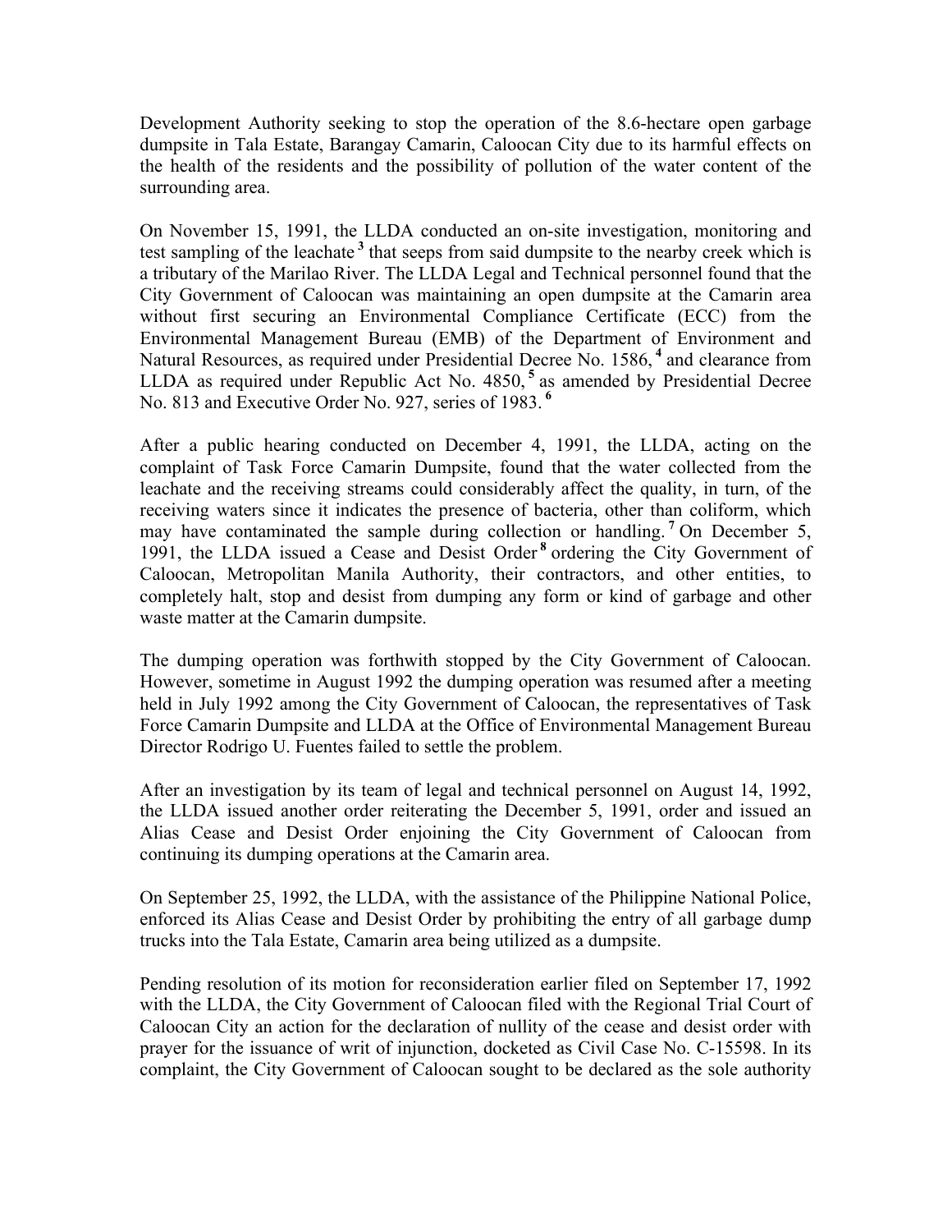Development Authority seeking to stop the operation of the 8.6-hectare open garbage dumpsite in Tala Estate, Barangay Camarin, Caloocan City due to its harmful effects on the health of the residents and the possibility of pollution of the water content of the surrounding area.

On November 15, 1991, the LLDA conducted an on-site investigation, monitoring and test sampling of the leachate [3] that seeps from said dumpsite to the nearby creek which is a tributary of the Marilao River. The LLDA Legal and Technical personnel found that the City Government of Caloocan was maintaining an open dumpsite at the Camarin area without first securing an Environmental Compliance Certificate (ECC) from the Environmental Management Bureau (EMB) of the Department of Environment and Natural Resources, as required under Presidential Decree No. 1586, [4] and clearance from LLDA as required under Republic Act No. 4850, [5] as amended by Presidential Decree No. 813 and Executive Order No. 927, series of 1983. [6]

After a public hearing conducted on December 4, 1991, the LLDA, acting on the complaint of Task Force Camarin Dumpsite, found that the water collected from the leachate and the receiving streams could considerably affect the quality, in turn, of the receiving waters since it indicates the presence of bacteria, other than coliform, which may have contaminated the sample during collection or handling. [7] On December 5, 1991, the LLDA issued a Cease and Desist Order [8] ordering the City Government of Caloocan, Metropolitan Manila Authority, their contractors, and other entities, to completely halt, stop and desist from dumping any form or kind of garbage and other waste matter at the Camarin dumpsite.

The dumping operation was forthwith stopped by the City Government of Caloocan. However, sometime in August 1992 the dumping operation was resumed after a meeting held in July 1992 among the City Government of Caloocan, the representatives of Task Force Camarin Dumpsite and LLDA at the Office of Environmental Management Bureau Director Rodrigo U. Fuentes failed to settle the problem.

After an investigation by its team of legal and technical personnel on August 14, 1992, the LLDA issued another order reiterating the December 5, 1991, order and issued an Alias Cease and Desist Order enjoining the City Government of Caloocan from continuing its dumping operations at the Camarin area.

On September 25, 1992, the LLDA, with the assistance of the Philippine National Police, enforced its Alias Cease and Desist Order by prohibiting the entry of all garbage dump trucks into the Tala Estate, Camarin area being utilized as a dumpsite.

Pending resolution of its motion for reconsideration earlier filed on September 17, 1992 with the LLDA, the City Government of Caloocan filed with the Regional Trial Court of Caloocan City an action for the declaration of nullity of the cease and desist order with prayer for the issuance of writ of injunction, docketed as Civil Case No. C-15598. In its complaint, the City Government of Caloocan sought to be declared as the sole authority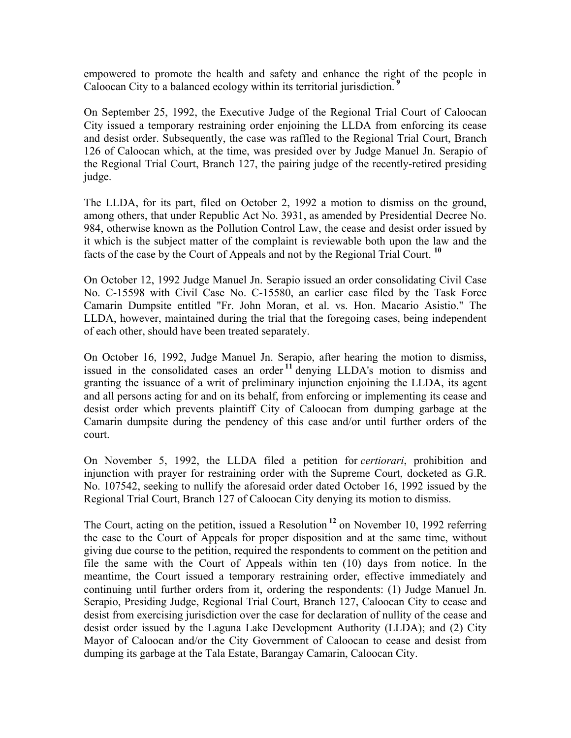empowered to promote the health and safety and enhance the right of the people in Caloocan City to a balanced ecology within its territorial jurisdiction. [9]

On September 25, 1992, the Executive Judge of the Regional Trial Court of Caloocan City issued a temporary restraining order enjoining the LLDA from enforcing its cease and desist order. Subsequently, the case was raffled to the Regional Trial Court, Branch 126 of Caloocan which, at the time, was presided over by Judge Manuel Jn. Serapio of the Regional Trial Court, Branch 127, the pairing judge of the recently-retired presiding judge.

The LLDA, for its part, filed on October 2, 1992 a motion to dismiss on the ground, among others, that under Republic Act No. 3931, as amended by Presidential Decree No. 984, otherwise known as the Pollution Control Law, the cease and desist order issued by it which is the subject matter of the complaint is reviewable both upon the law and the facts of the case by the Court of Appeals and not by the Regional Trial Court. [10]

On October 12, 1992 Judge Manuel Jn. Serapio issued an order consolidating Civil Case No. C-15598 with Civil Case No. C-15580, an earlier case filed by the Task Force Camarin Dumpsite entitled "Fr. John Moran, et al. vs. Hon. Macario Asistio." The LLDA, however, maintained during the trial that the foregoing cases, being independent of each other, should have been treated separately.

On October 16, 1992, Judge Manuel Jn. Serapio, after hearing the motion to dismiss, issued in the consolidated cases an order [11] denying LLDA's motion to dismiss and granting the issuance of a writ of preliminary injunction enjoining the LLDA, its agent and all persons acting for and on its behalf, from enforcing or implementing its cease and desist order which prevents plaintiff City of Caloocan from dumping garbage at the Camarin dumpsite during the pendency of this case and/or until further orders of the court.

On November 5, 1992, the LLDA filed a petition for *certiorari*, prohibition and injunction with prayer for restraining order with the Supreme Court, docketed as G.R. No. 107542, seeking to nullify the aforesaid order dated October 16, 1992 issued by the Regional Trial Court, Branch 127 of Caloocan City denying its motion to dismiss.

The Court, acting on the petition, issued a Resolution [12] on November 10, 1992 referring the case to the Court of Appeals for proper disposition and at the same time, without giving due course to the petition, required the respondents to comment on the petition and file the same with the Court of Appeals within ten (10) days from notice. In the meantime, the Court issued a temporary restraining order, effective immediately and continuing until further orders from it, ordering the respondents: (1) Judge Manuel Jn. Serapio, Presiding Judge, Regional Trial Court, Branch 127, Caloocan City to cease and desist from exercising jurisdiction over the case for declaration of nullity of the cease and desist order issued by the Laguna Lake Development Authority (LLDA); and (2) City Mayor of Caloocan and/or the City Government of Caloocan to cease and desist from dumping its garbage at the Tala Estate, Barangay Camarin, Caloocan City.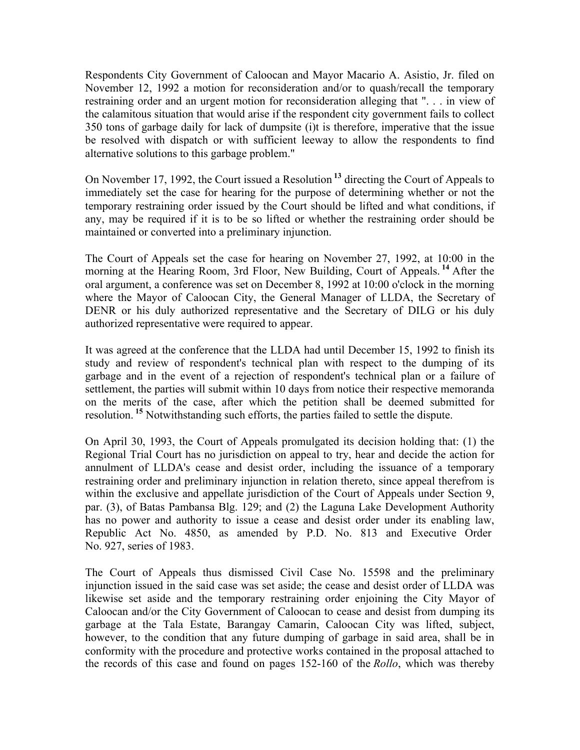Respondents City Government of Caloocan and Mayor Macario A. Asistio, Jr. filed on November 12, 1992 a motion for reconsideration and/or to quash/recall the temporary restraining order and an urgent motion for reconsideration alleging that ". . . in view of the calamitous situation that would arise if the respondent city government fails to collect 350 tons of garbage daily for lack of dumpsite (i)t is therefore, imperative that the issue be resolved with dispatch or with sufficient leeway to allow the respondents to find alternative solutions to this garbage problem."

On November 17, 1992, the Court issued a Resolution [13] directing the Court of Appeals to immediately set the case for hearing for the purpose of determining whether or not the temporary restraining order issued by the Court should be lifted and what conditions, if any, may be required if it is to be so lifted or whether the restraining order should be maintained or converted into a preliminary injunction.

The Court of Appeals set the case for hearing on November 27, 1992, at 10:00 in the morning at the Hearing Room, 3rd Floor, New Building, Court of Appeals. [14] After the oral argument, a conference was set on December 8, 1992 at 10:00 o'clock in the morning where the Mayor of Caloocan City, the General Manager of LLDA, the Secretary of DENR or his duly authorized representative and the Secretary of DILG or his duly authorized representative were required to appear.

It was agreed at the conference that the LLDA had until December 15, 1992 to finish its study and review of respondent's technical plan with respect to the dumping of its garbage and in the event of a rejection of respondent's technical plan or a failure of settlement, the parties will submit within 10 days from notice their respective memoranda on the merits of the case, after which the petition shall be deemed submitted for resolution. [15] Notwithstanding such efforts, the parties failed to settle the dispute.

On April 30, 1993, the Court of Appeals promulgated its decision holding that: (1) the Regional Trial Court has no jurisdiction on appeal to try, hear and decide the action for annulment of LLDA's cease and desist order, including the issuance of a temporary restraining order and preliminary injunction in relation thereto, since appeal therefrom is within the exclusive and appellate jurisdiction of the Court of Appeals under Section 9, par. (3), of Batas Pambansa Blg. 129; and (2) the Laguna Lake Development Authority has no power and authority to issue a cease and desist order under its enabling law, Republic Act No. 4850, as amended by P.D. No. 813 and Executive Order No. 927, series of 1983.

The Court of Appeals thus dismissed Civil Case No. 15598 and the preliminary injunction issued in the said case was set aside; the cease and desist order of LLDA was likewise set aside and the temporary restraining order enjoining the City Mayor of Caloocan and/or the City Government of Caloocan to cease and desist from dumping its garbage at the Tala Estate, Barangay Camarin, Caloocan City was lifted, subject, however, to the condition that any future dumping of garbage in said area, shall be in conformity with the procedure and protective works contained in the proposal attached to the records of this case and found on pages 152-160 of the *Rollo*, which was thereby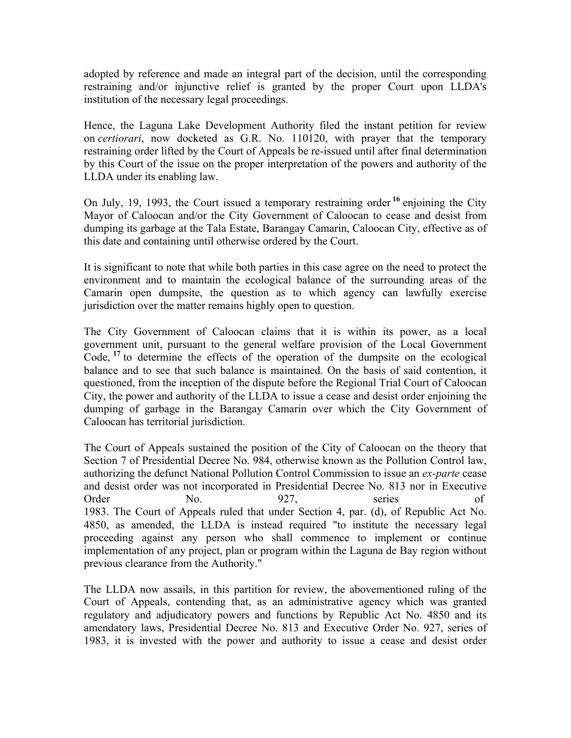adopted by reference and made an integral part of the decision, until the corresponding restraining and/or injunctive relief is granted by the proper Court upon LLDA's institution of the necessary legal proceedings.

Hence, the Laguna Lake Development Authority filed the instant petition for review on *certiorari*, now docketed as G.R. No. 110120, with prayer that the temporary restraining order lifted by the Court of Appeals be re-issued until after final determination by this Court of the issue on the proper interpretation of the powers and authority of the LLDA under its enabling law.

On July, 19, 1993, the Court issued a temporary restraining order [16] enjoining the City Mayor of Caloocan and/or the City Government of Caloocan to cease and desist from dumping its garbage at the Tala Estate, Barangay Camarin, Caloocan City, effective as of this date and containing until otherwise ordered by the Court.

It is significant to note that while both parties in this case agree on the need to protect the environment and to maintain the ecological balance of the surrounding areas of the Camarin open dumpsite, the question as to which agency can lawfully exercise jurisdiction over the matter remains highly open to question.

The City Government of Caloocan claims that it is within its power, as a local government unit, pursuant to the general welfare provision of the Local Government Code, [17] to determine the effects of the operation of the dumpsite on the ecological balance and to see that such balance is maintained. On the basis of said contention, it questioned, from the inception of the dispute before the Regional Trial Court of Caloocan City, the power and authority of the LLDA to issue a cease and desist order enjoining the dumping of garbage in the Barangay Camarin over which the City Government of Caloocan has territorial jurisdiction.

The Court of Appeals sustained the position of the City of Caloocan on the theory that Section 7 of Presidential Decree No. 984, otherwise known as the Pollution Control law, authorizing the defunct National Pollution Control Commission to issue an *ex-parte* cease and desist order was not incorporated in Presidential Decree No. 813 nor in Executive Order No. 927, series of 1983. The Court of Appeals ruled that under Section 4, par. (d), of Republic Act No. 4850, as amended, the LLDA is instead required "to institute the necessary legal proceeding against any person who shall commence to implement or continue implementation of any project, plan or program within the Laguna de Bay region without previous clearance from the Authority."

The LLDA now assails, in this partition for review, the abovementioned ruling of the Court of Appeals, contending that, as an administrative agency which was granted regulatory and adjudicatory powers and functions by Republic Act No. 4850 and its amendatory laws, Presidential Decree No. 813 and Executive Order No. 927, series of 1983, it is invested with the power and authority to issue a cease and desist order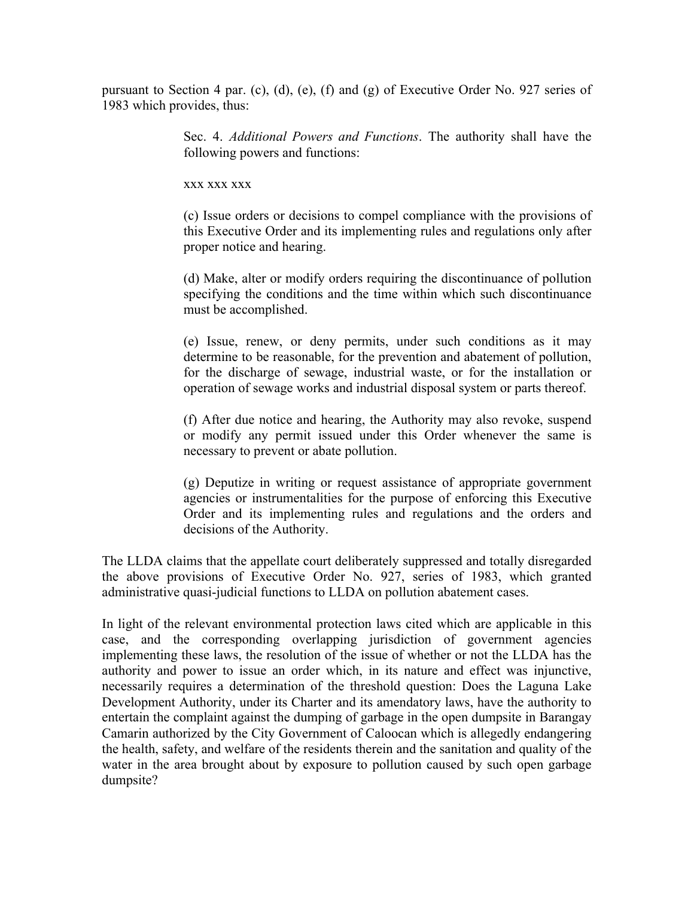pursuant to Section 4 par. (c), (d), (e), (f) and (g) of Executive Order No. 927 series of 1983 which provides, thus:

> Sec. 4. *Additional Powers and Functions*. The authority shall have the following powers and functions:
>
> xxx xxx xxx
>
> (c) Issue orders or decisions to compel compliance with the provisions of this Executive Order and its implementing rules and regulations only after proper notice and hearing.
>
> (d) Make, alter or modify orders requiring the discontinuance of pollution specifying the conditions and the time within which such discontinuance must be accomplished.
>
> (e) Issue, renew, or deny permits, under such conditions as it may determine to be reasonable, for the prevention and abatement of pollution, for the discharge of sewage, industrial waste, or for the installation or operation of sewage works and industrial disposal system or parts thereof.
>
> (f) After due notice and hearing, the Authority may also revoke, suspend or modify any permit issued under this Order whenever the same is necessary to prevent or abate pollution.
>
> (g) Deputize in writing or request assistance of appropriate government agencies or instrumentalities for the purpose of enforcing this Executive Order and its implementing rules and regulations and the orders and decisions of the Authority.

The LLDA claims that the appellate court deliberately suppressed and totally disregarded the above provisions of Executive Order No. 927, series of 1983, which granted administrative quasi-judicial functions to LLDA on pollution abatement cases.

In light of the relevant environmental protection laws cited which are applicable in this case, and the corresponding overlapping jurisdiction of government agencies implementing these laws, the resolution of the issue of whether or not the LLDA has the authority and power to issue an order which, in its nature and effect was injunctive, necessarily requires a determination of the threshold question: Does the Laguna Lake Development Authority, under its Charter and its amendatory laws, have the authority to entertain the complaint against the dumping of garbage in the open dumpsite in Barangay Camarin authorized by the City Government of Caloocan which is allegedly endangering the health, safety, and welfare of the residents therein and the sanitation and quality of the water in the area brought about by exposure to pollution caused by such open garbage dumpsite?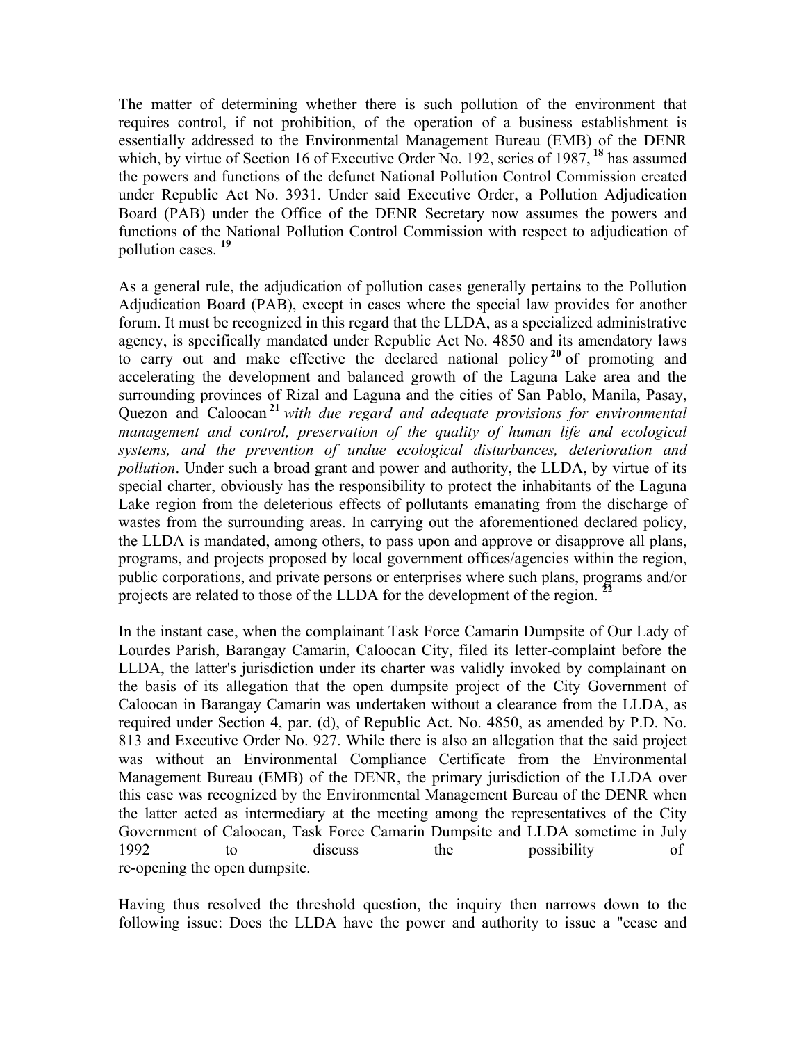The matter of determining whether there is such pollution of the environment that requires control, if not prohibition, of the operation of a business establishment is essentially addressed to the Environmental Management Bureau (EMB) of the DENR which, by virtue of Section 16 of Executive Order No. 192, series of 1987, [18] has assumed the powers and functions of the defunct National Pollution Control Commission created under Republic Act No. 3931. Under said Executive Order, a Pollution Adjudication Board (PAB) under the Office of the DENR Secretary now assumes the powers and functions of the National Pollution Control Commission with respect to adjudication of pollution cases. [19]

As a general rule, the adjudication of pollution cases generally pertains to the Pollution Adjudication Board (PAB), except in cases where the special law provides for another forum. It must be recognized in this regard that the LLDA, as a specialized administrative agency, is specifically mandated under Republic Act No. 4850 and its amendatory laws to carry out and make effective the declared national policy [20] of promoting and accelerating the development and balanced growth of the Laguna Lake area and the surrounding provinces of Rizal and Laguna and the cities of San Pablo, Manila, Pasay, Quezon and Caloocan [21] *with due regard and adequate provisions for environmental management and control, preservation of the quality of human life and ecological systems, and the prevention of undue ecological disturbances, deterioration and pollution*. Under such a broad grant and power and authority, the LLDA, by virtue of its special charter, obviously has the responsibility to protect the inhabitants of the Laguna Lake region from the deleterious effects of pollutants emanating from the discharge of wastes from the surrounding areas. In carrying out the aforementioned declared policy, the LLDA is mandated, among others, to pass upon and approve or disapprove all plans, programs, and projects proposed by local government offices/agencies within the region, public corporations, and private persons or enterprises where such plans, programs and/or projects are related to those of the LLDA for the development of the region. [22]

In the instant case, when the complainant Task Force Camarin Dumpsite of Our Lady of Lourdes Parish, Barangay Camarin, Caloocan City, filed its letter-complaint before the LLDA, the latter's jurisdiction under its charter was validly invoked by complainant on the basis of its allegation that the open dumpsite project of the City Government of Caloocan in Barangay Camarin was undertaken without a clearance from the LLDA, as required under Section 4, par. (d), of Republic Act. No. 4850, as amended by P.D. No. 813 and Executive Order No. 927. While there is also an allegation that the said project was without an Environmental Compliance Certificate from the Environmental Management Bureau (EMB) of the DENR, the primary jurisdiction of the LLDA over this case was recognized by the Environmental Management Bureau of the DENR when the latter acted as intermediary at the meeting among the representatives of the City Government of Caloocan, Task Force Camarin Dumpsite and LLDA sometime in July 1992 to discuss the possibility of re-opening the open dumpsite.

Having thus resolved the threshold question, the inquiry then narrows down to the following issue: Does the LLDA have the power and authority to issue a "cease and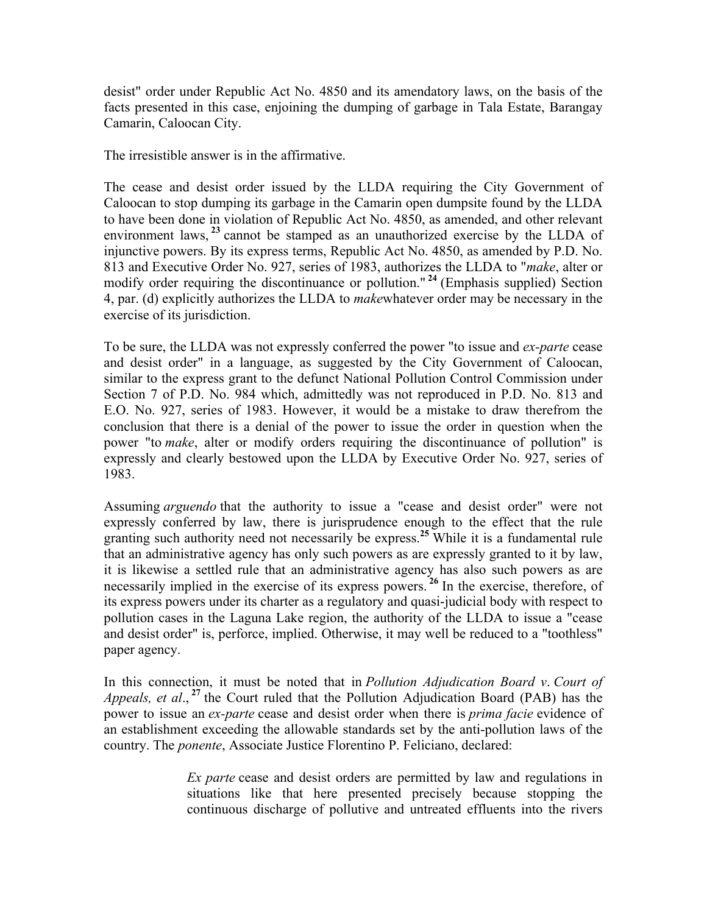desist" order under Republic Act No. 4850 and its amendatory laws, on the basis of the facts presented in this case, enjoining the dumping of garbage in Tala Estate, Barangay Camarin, Caloocan City.

The irresistible answer is in the affirmative.

The cease and desist order issued by the LLDA requiring the City Government of Caloocan to stop dumping its garbage in the Camarin open dumpsite found by the LLDA to have been done in violation of Republic Act No. 4850, as amended, and other relevant environment laws, [23] cannot be stamped as an unauthorized exercise by the LLDA of injunctive powers. By its express terms, Republic Act No. 4850, as amended by P.D. No. 813 and Executive Order No. 927, series of 1983, authorizes the LLDA to "*make*, alter or modify order requiring the discontinuance or pollution." [24] (Emphasis supplied) Section 4, par. (d) explicitly authorizes the LLDA to *make*whatever order may be necessary in the exercise of its jurisdiction.

To be sure, the LLDA was not expressly conferred the power "to issue and *ex-parte* cease and desist order" in a language, as suggested by the City Government of Caloocan, similar to the express grant to the defunct National Pollution Control Commission under Section 7 of P.D. No. 984 which, admittedly was not reproduced in P.D. No. 813 and E.O. No. 927, series of 1983. However, it would be a mistake to draw therefrom the conclusion that there is a denial of the power to issue the order in question when the power "to *make*, alter or modify orders requiring the discontinuance of pollution" is expressly and clearly bestowed upon the LLDA by Executive Order No. 927, series of 1983.

Assuming *arguendo* that the authority to issue a "cease and desist order" were not expressly conferred by law, there is jurisprudence enough to the effect that the rule granting such authority need not necessarily be express.[25] While it is a fundamental rule that an administrative agency has only such powers as are expressly granted to it by law, it is likewise a settled rule that an administrative agency has also such powers as are necessarily implied in the exercise of its express powers. [26] In the exercise, therefore, of its express powers under its charter as a regulatory and quasi-judicial body with respect to pollution cases in the Laguna Lake region, the authority of the LLDA to issue a "cease and desist order" is, perforce, implied. Otherwise, it may well be reduced to a "toothless" paper agency.

In this connection, it must be noted that in *Pollution Adjudication Board v. Court of Appeals, et al*., [27] the Court ruled that the Pollution Adjudication Board (PAB) has the power to issue an *ex-parte* cease and desist order when there is *prima facie* evidence of an establishment exceeding the allowable standards set by the anti-pollution laws of the country. The *ponente*, Associate Justice Florentino P. Feliciano, declared:

> *Ex parte* cease and desist orders are permitted by law and regulations in situations like that here presented precisely because stopping the continuous discharge of pollutive and untreated effluents into the rivers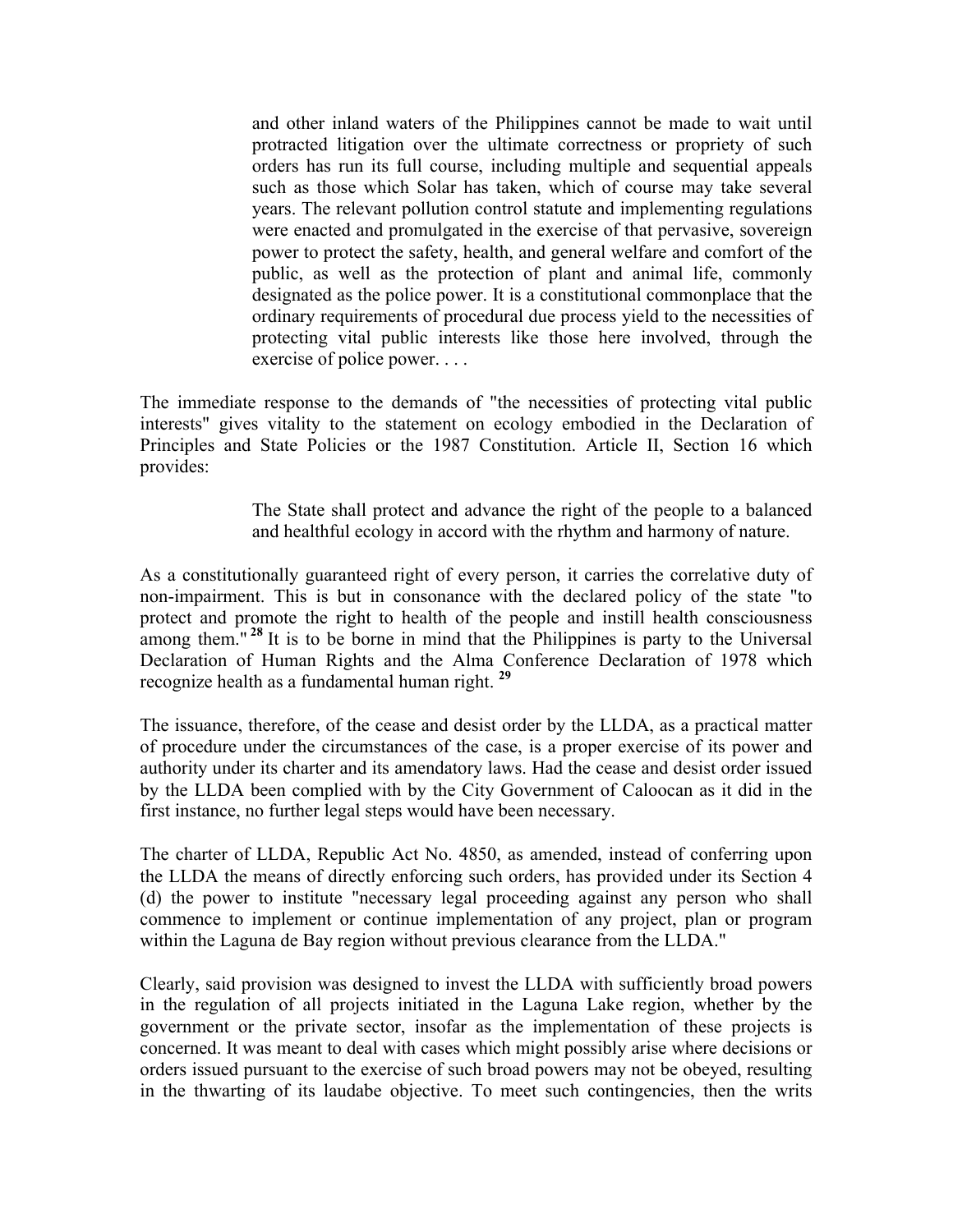> and other inland waters of the Philippines cannot be made to wait until protracted litigation over the ultimate correctness or propriety of such orders has run its full course, including multiple and sequential appeals such as those which Solar has taken, which of course may take several years. The relevant pollution control statute and implementing regulations were enacted and promulgated in the exercise of that pervasive, sovereign power to protect the safety, health, and general welfare and comfort of the public, as well as the protection of plant and animal life, commonly designated as the police power. It is a constitutional commonplace that the ordinary requirements of procedural due process yield to the necessities of protecting vital public interests like those here involved, through the exercise of police power. . . .

The immediate response to the demands of "the necessities of protecting vital public interests" gives vitality to the statement on ecology embodied in the Declaration of Principles and State Policies or the 1987 Constitution. Article II, Section 16 which provides:

> The State shall protect and advance the right of the people to a balanced and healthful ecology in accord with the rhythm and harmony of nature.

As a constitutionally guaranteed right of every person, it carries the correlative duty of non-impairment. This is but in consonance with the declared policy of the state "to protect and promote the right to health of the people and instill health consciousness among them." [28] It is to be borne in mind that the Philippines is party to the Universal Declaration of Human Rights and the Alma Conference Declaration of 1978 which recognize health as a fundamental human right. [29]

The issuance, therefore, of the cease and desist order by the LLDA, as a practical matter of procedure under the circumstances of the case, is a proper exercise of its power and authority under its charter and its amendatory laws. Had the cease and desist order issued by the LLDA been complied with by the City Government of Caloocan as it did in the first instance, no further legal steps would have been necessary.

The charter of LLDA, Republic Act No. 4850, as amended, instead of conferring upon the LLDA the means of directly enforcing such orders, has provided under its Section 4 (d) the power to institute "necessary legal proceeding against any person who shall commence to implement or continue implementation of any project, plan or program within the Laguna de Bay region without previous clearance from the LLDA."

Clearly, said provision was designed to invest the LLDA with sufficiently broad powers in the regulation of all projects initiated in the Laguna Lake region, whether by the government or the private sector, insofar as the implementation of these projects is concerned. It was meant to deal with cases which might possibly arise where decisions or orders issued pursuant to the exercise of such broad powers may not be obeyed, resulting in the thwarting of its laudabe objective. To meet such contingencies, then the writs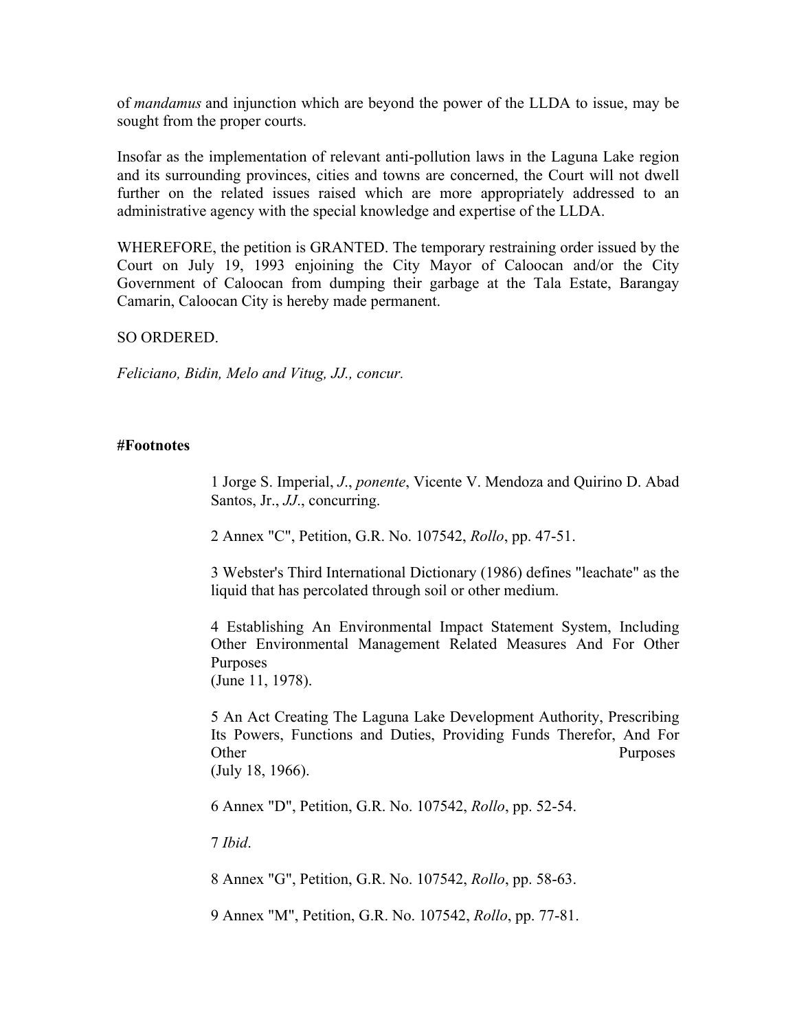of *mandamus* and injunction which are beyond the power of the LLDA to issue, may be sought from the proper courts.

Insofar as the implementation of relevant anti-pollution laws in the Laguna Lake region and its surrounding provinces, cities and towns are concerned, the Court will not dwell further on the related issues raised which are more appropriately addressed to an administrative agency with the special knowledge and expertise of the LLDA.

WHEREFORE, the petition is GRANTED. The temporary restraining order issued by the Court on July 19, 1993 enjoining the City Mayor of Caloocan and/or the City Government of Caloocan from dumping their garbage at the Tala Estate, Barangay Camarin, Caloocan City is hereby made permanent.

SO ORDERED.

*Feliciano, Bidin, Melo and Vitug, JJ., concur.*

**#Footnotes**

1 Jorge S. Imperial, *J.*, *ponente*, Vicente V. Mendoza and Quirino D. Abad Santos, Jr., *JJ.*, concurring.

2 Annex "C", Petition, G.R. No. 107542, *Rollo*, pp. 47-51.

3 Webster's Third International Dictionary (1986) defines "leachate" as the liquid that has percolated through soil or other medium.

4 Establishing An Environmental Impact Statement System, Including Other Environmental Management Related Measures And For Other Purposes
(June 11, 1978).

5 An Act Creating The Laguna Lake Development Authority, Prescribing Its Powers, Functions and Duties, Providing Funds Therefor, And For Other Purposes
(July 18, 1966).

6 Annex "D", Petition, G.R. No. 107542, *Rollo*, pp. 52-54.

7 *Ibid*.

8 Annex "G", Petition, G.R. No. 107542, *Rollo*, pp. 58-63.

9 Annex "M", Petition, G.R. No. 107542, *Rollo*, pp. 77-81.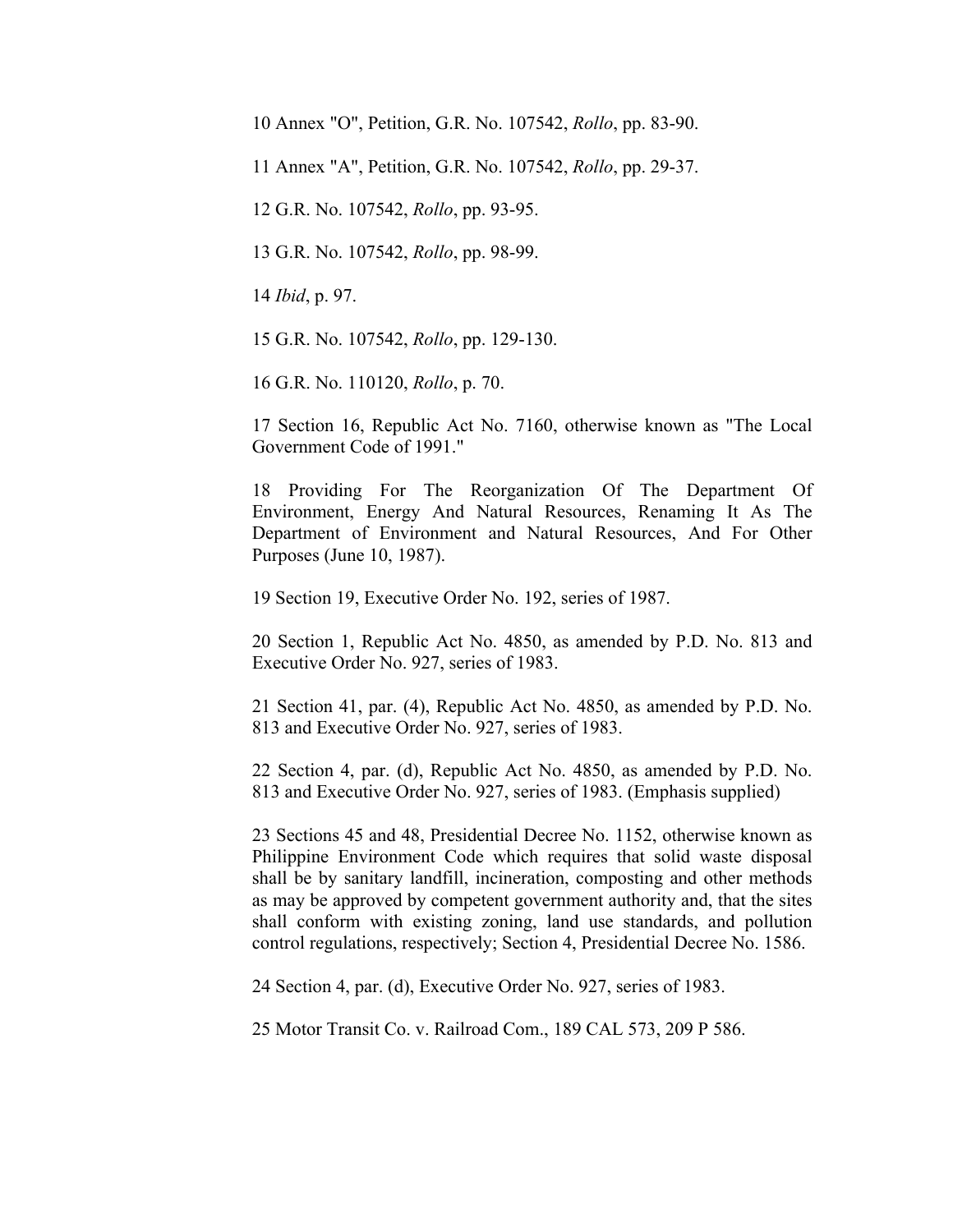10 Annex "O", Petition, G.R. No. 107542, *Rollo*, pp. 83-90.

11 Annex "A", Petition, G.R. No. 107542, *Rollo*, pp. 29-37.

12 G.R. No. 107542, *Rollo*, pp. 93-95.

13 G.R. No. 107542, *Rollo*, pp. 98-99.

14 *Ibid*, p. 97.

15 G.R. No. 107542, *Rollo*, pp. 129-130.

16 G.R. No. 110120, *Rollo*, p. 70.

17 Section 16, Republic Act No. 7160, otherwise known as "The Local Government Code of 1991."

18 Providing For The Reorganization Of The Department Of Environment, Energy And Natural Resources, Renaming It As The Department of Environment and Natural Resources, And For Other Purposes (June 10, 1987).

19 Section 19, Executive Order No. 192, series of 1987.

20 Section 1, Republic Act No. 4850, as amended by P.D. No. 813 and Executive Order No. 927, series of 1983.

21 Section 41, par. (4), Republic Act No. 4850, as amended by P.D. No. 813 and Executive Order No. 927, series of 1983.

22 Section 4, par. (d), Republic Act No. 4850, as amended by P.D. No. 813 and Executive Order No. 927, series of 1983. (Emphasis supplied)

23 Sections 45 and 48, Presidential Decree No. 1152, otherwise known as Philippine Environment Code which requires that solid waste disposal shall be by sanitary landfill, incineration, composting and other methods as may be approved by competent government authority and, that the sites shall conform with existing zoning, land use standards, and pollution control regulations, respectively; Section 4, Presidential Decree No. 1586.

24 Section 4, par. (d), Executive Order No. 927, series of 1983.

25 Motor Transit Co. v. Railroad Com., 189 CAL 573, 209 P 586.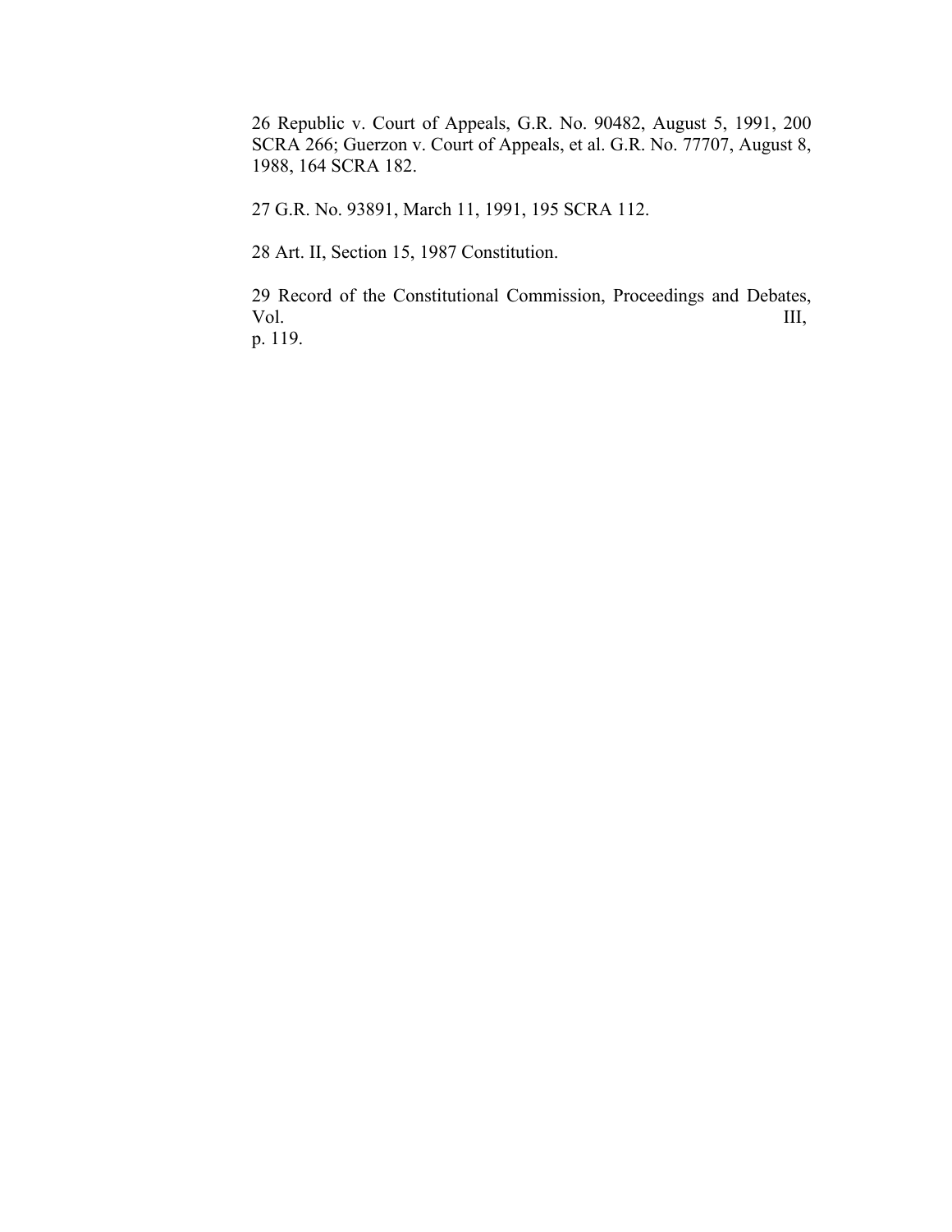26 Republic v. Court of Appeals, G.R. No. 90482, August 5, 1991, 200 SCRA 266; Guerzon v. Court of Appeals, et al. G.R. No. 77707, August 8, 1988, 164 SCRA 182.

27 G.R. No. 93891, March 11, 1991, 195 SCRA 112.

28 Art. II, Section 15, 1987 Constitution.

29 Record of the Constitutional Commission, Proceedings and Debates, Vol. III, p. 119.